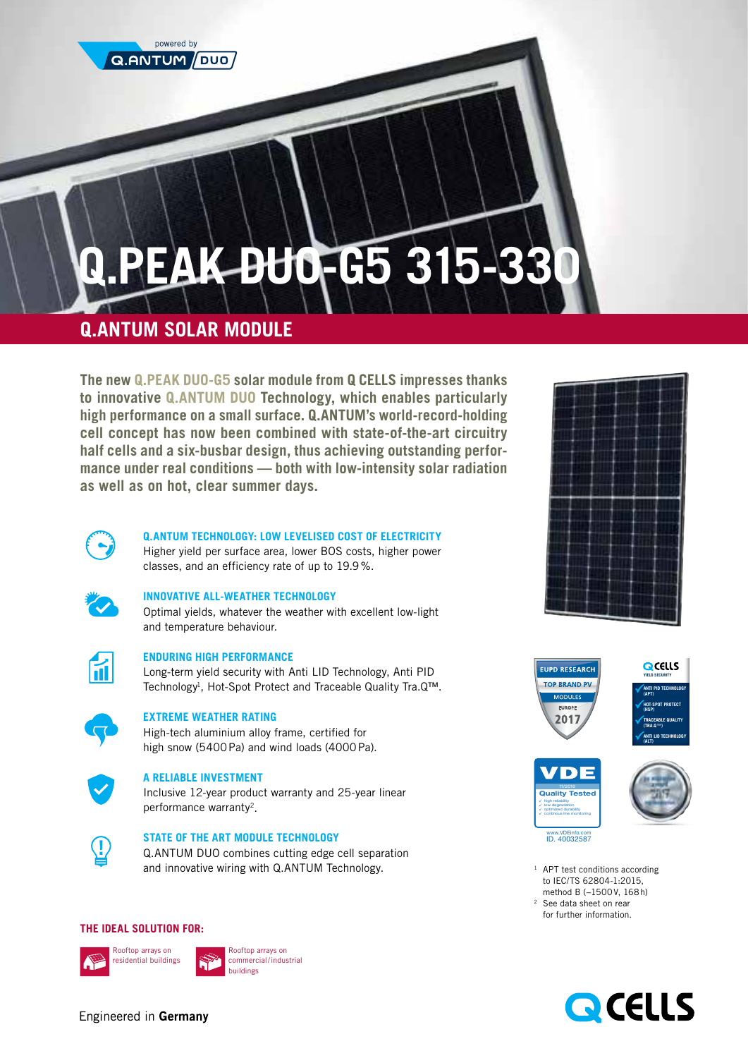powered by Q.ANTUM DUO

# Q.PEAK DUO-G5 315-330

## Q.ANTUM SOLAR MODULE

**The new Q.PEAK DUO-G5 solar module from Q CELLS impresses thanks to innovative Q.ANTUM DUO Technology, which enables particularly high performance on a small surface. Q.ANTUM's world-record-holding cell concept has now been combined with state-of-the-art circuitry half cells and a six-busbar design, thus achieving outstanding performance under real conditions — both with low-intensity solar radiation as well as on hot, clear summer days.**

### Q.ANTUM TECHNOLOGY: LOW LEVELISED COST OF ELECTRICITY

Higher yield per surface area, lower BOS costs, higher power classes, and an efficiency rate of up to 19.9%.

### INNOVATIVE ALL-WEATHER TECHNOLOGY

Optimal yields, whatever the weather with excellent low-light and temperature behaviour.

### ENDURING HIGH PERFORMANCE

Long-term yield security with Anti LID Technology, Anti PID Technology[1], Hot-Spot Protect and Traceable Quality Tra.Q™.

### EXTREME WEATHER RATING

High-tech aluminium alloy frame, certified for high snow (5400 Pa) and wind loads (4000 Pa).

### A RELIABLE INVESTMENT

Inclusive 12-year product warranty and 25-year linear performance warranty[2].

### STATE OF THE ART MODULE TECHNOLOGY

Q.ANTUM DUO combines cutting edge cell separation and innovative wiring with Q.ANTUM Technology.

EUPD RESEARCH TOP BRAND PV MODULES EUROPE 2017

Q CELLS YIELD SECURITY
- ANTI PID TECHNOLOGY (APT)
- HOT-SPOT PROTECT (HSP)
- TRACEABLE QUALITY (TRA.Q™)
- ANTI LID TECHNOLOGY (ALT)

VDE Quality Tested 11/2016
- high reliability
- low degradation
- optimized durability
- continuous line monitoring

www.VDEinfo.com ID. 40032587

[1] APT test conditions according to IEC/TS 62804-1:2015, method B (−1500V, 168h)
[2] See data sheet on rear for further information.

### THE IDEAL SOLUTION FOR:

- Rooftop arrays on residential buildings
- Rooftop arrays on commercial/industrial buildings

Engineered in **Germany**

Q CELLS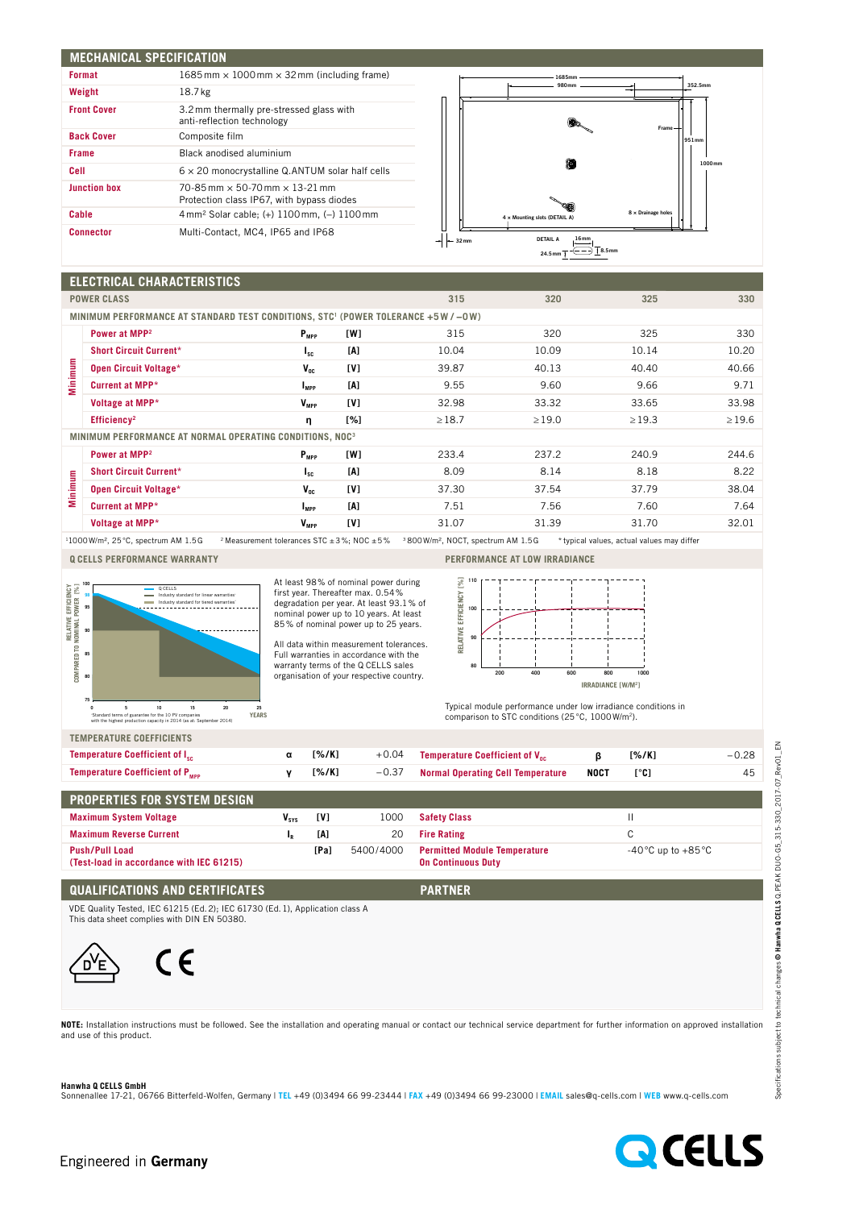## MECHANICAL SPECIFICATION

| | |
|---|---|
| **Format** | 1685 mm × 1000 mm × 32 mm (including frame) |
| **Weight** | 18.7 kg |
| **Front Cover** | 3.2 mm thermally pre-stressed glass with anti-reflection technology |
| **Back Cover** | Composite film |
| **Frame** | Black anodised aluminium |
| **Cell** | 6 × 20 monocrystalline Q.ANTUM solar half cells |
| **Junction box** | 70-85 mm × 50-70 mm × 13-21 mm Protection class IP67, with bypass diodes |
| **Cable** | 4 mm² Solar cable; (+) 1100 mm, (–) 1100 mm |
| **Connector** | Multi-Contact, MC4, IP65 and IP68 |

1685mm
980mm
352.5mm
Frame
951mm
1000mm
4 × Mounting slots (DETAIL A)
8 × Drainage holes
32mm
DETAIL A
16mm
24.5mm
8.5mm

## ELECTRICAL CHARACTERISTICS

| POWER CLASS | | | | 315 | 320 | 325 | 330 |
|---|---|---|---|---|---|---|---|
| **MINIMUM PERFORMANCE AT STANDARD TEST CONDITIONS, STC[1] (POWER TOLERANCE +5 W / −0 W)** | | | | | | | |
| Minimum | Power at MPP[2] | $P_{MPP}$ | [W] | 315 | 320 | 325 | 330 |
| | Short Circuit Current* | $I_{SC}$ | [A] | 10.04 | 10.09 | 10.14 | 10.20 |
| | Open Circuit Voltage* | $V_{OC}$ | [V] | 39.87 | 40.13 | 40.40 | 40.66 |
| | Current at MPP* | $I_{MPP}$ | [A] | 9.55 | 9.60 | 9.66 | 9.71 |
| | Voltage at MPP* | $V_{MPP}$ | [V] | 32.98 | 33.32 | 33.65 | 33.98 |
| | Efficiency[2] | $\eta$ | [%] | ≥18.7 | ≥19.0 | ≥19.3 | ≥19.6 |
| **MINIMUM PERFORMANCE AT NORMAL OPERATING CONDITIONS, NOC[3]** | | | | | | | |
| Minimum | Power at MPP[2] | $P_{MPP}$ | [W] | 233.4 | 237.2 | 240.9 | 244.6 |
| | Short Circuit Current* | $I_{SC}$ | [A] | 8.09 | 8.14 | 8.18 | 8.22 |
| | Open Circuit Voltage* | $V_{OC}$ | [V] | 37.30 | 37.54 | 37.79 | 38.04 |
| | Current at MPP* | $I_{MPP}$ | [A] | 7.51 | 7.56 | 7.60 | 7.64 |
| | Voltage at MPP* | $V_{MPP}$ | [V] | 31.07 | 31.39 | 31.70 | 32.01 |

[1]1000 W/m², 25 °C, spectrum AM 1.5 G [2] Measurement tolerances STC ±3 %; NOC ±5 % [3] 800 W/m², NOCT, spectrum AM 1.5 G * typical values, actual values may differ

### Q CELLS PERFORMANCE WARRANTY

RELATIVE EFFICIENCY COMPARED TO NOMINAL POWER [%]
100
98
95
90
85
80
75
0 5 10 15 20 25
YEARS
Q CELLS
Industry standard for linear warranties*
Industry standard for tiered warranties*
*Standard terms of guarantee for the 10 PV companies with the highest production capacity in 2014 (as at: September 2014)

At least 98 % of nominal power during first year. Thereafter max. 0.54 % degradation per year. At least 93.1 % of nominal power up to 10 years. At least 85 % of nominal power up to 25 years.

All data within measurement tolerances. Full warranties in accordance with the warranty terms of the Q CELLS sales organisation of your respective country.

### PERFORMANCE AT LOW IRRADIANCE

RELATIVE EFFICIENCY [%]
110
100
90
80
200 400 600 800 1000
IRRADIANCE [W/M²]

Typical module performance under low irradiance conditions in comparison to STC conditions (25 °C, 1000 W/m²).

### TEMPERATURE COEFFICIENTS

| | | | | | | | |
|---|---|---|---|---|---|---|---|
| **Temperature Coefficient of $I_{SC}$** | $\alpha$ | [% / K] | +0.04 | **Temperature Coefficient of $V_{OC}$** | $\beta$ | [% / K] | −0.28 |
| **Temperature Coefficient of $P_{MPP}$** | $\gamma$ | [% / K] | −0.37 | **Normal Operating Cell Temperature** | NOCT | [°C] | 45 |

## PROPERTIES FOR SYSTEM DESIGN

| | | | | | |
|---|---|---|---|---|---|
| **Maximum System Voltage** | $V_{SYS}$ | [V] | 1000 | **Safety Class** | II |
| **Maximum Reverse Current** | $I_R$ | [A] | 20 | **Fire Rating** | C |
| **Push/Pull Load (Test-load in accordance with IEC 61215)** | | [Pa] | 5400/4000 | **Permitted Module Temperature On Continuous Duty** | −40 °C up to +85 °C |

## QUALIFICATIONS AND CERTIFICATES

VDE Quality Tested, IEC 61215 (Ed. 2); IEC 61730 (Ed. 1), Application class A
This data sheet complies with DIN EN 50380.

## PARTNER

**NOTE:** Installation instructions must be followed. See the installation and operating manual or contact our technical service department for further information on approved installation and use of this product.

**Hanwha Q CELLS GmbH**
Sonnenallee 17-21, 06766 Bitterfeld-Wolfen, Germany | **TEL** +49 (0)3494 66 99-23444 | **FAX** +49 (0)3494 66 99-23000 | **EMAIL** sales@q-cells.com | **WEB** www.q-cells.com

Engineered in **Germany**

Specifications subject to technical changes © Hanwha Q CELLS Q.PEAK DUO-G5_315-330_2017-07_Rev01_EN